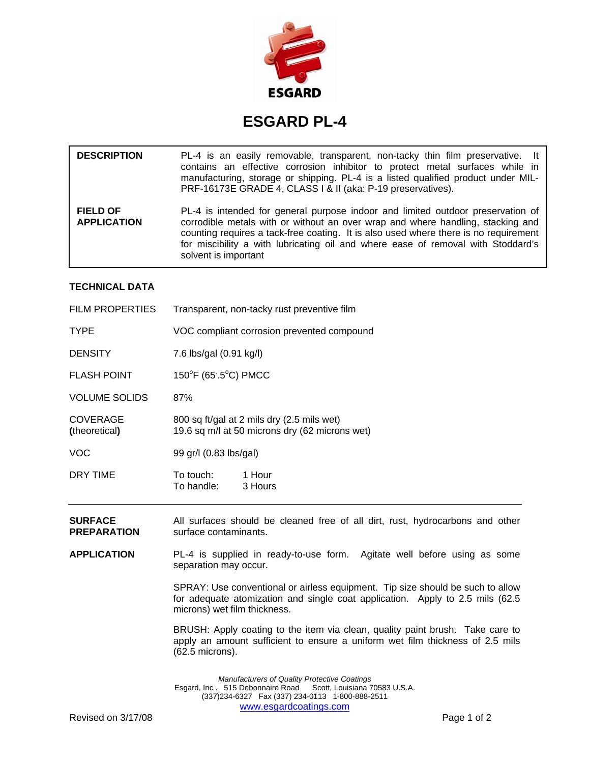ESGARD

# ESGARD PL-4

| | |
|---|---|
| **DESCRIPTION** | PL-4 is an easily removable, transparent, non-tacky thin film preservative. It contains an effective corrosion inhibitor to protect metal surfaces while in manufacturing, storage or shipping. PL-4 is a listed qualified product under MIL-PRF-16173E GRADE 4, CLASS I & II (aka: P-19 preservatives). |
| **FIELD OF APPLICATION** | PL-4 is intended for general purpose indoor and limited outdoor preservation of corrodible metals with or without an over wrap and where handling, stacking and counting requires a tack-free coating. It is also used where there is no requirement for miscibility a with lubricating oil and where ease of removal with Stoddard's solvent is important |

## TECHNICAL DATA

| | |
|---|---|
| FILM PROPERTIES | Transparent, non-tacky rust preventive film |
| TYPE | VOC compliant corrosion prevented compound |
| DENSITY | 7.6 lbs/gal (0.91 kg/l) |
| FLASH POINT | 150°F (65.5°C) PMCC |
| VOLUME SOLIDS | 87% |
| COVERAGE **(**theoretical**)** | 800 sq ft/gal at 2 mils dry (2.5 mils wet)<br>19.6 sq m/l at 50 microns dry (62 microns wet) |
| VOC | 99 gr/l (0.83 lbs/gal) |
| DRY TIME | To touch: 1 Hour<br>To handle: 3 Hours |

---

**SURFACE PREPARATION**

All surfaces should be cleaned free of all dirt, rust, hydrocarbons and other surface contaminants.

**APPLICATION**

PL-4 is supplied in ready-to-use form. Agitate well before using as some separation may occur.

SPRAY: Use conventional or airless equipment. Tip size should be such to allow for adequate atomization and single coat application. Apply to 2.5 mils (62.5 microns) wet film thickness.

BRUSH: Apply coating to the item via clean, quality paint brush. Take care to apply an amount sufficient to ensure a uniform wet film thickness of 2.5 mils (62.5 microns).

*Manufacturers of Quality Protective Coatings*
Esgard, Inc . 515 Debonnaire Road Scott, Louisiana 70583 U.S.A.
(337)234-6327 Fax (337) 234-0113 1-800-888-2511
www.esgardcoatings.com

Revised on 3/17/08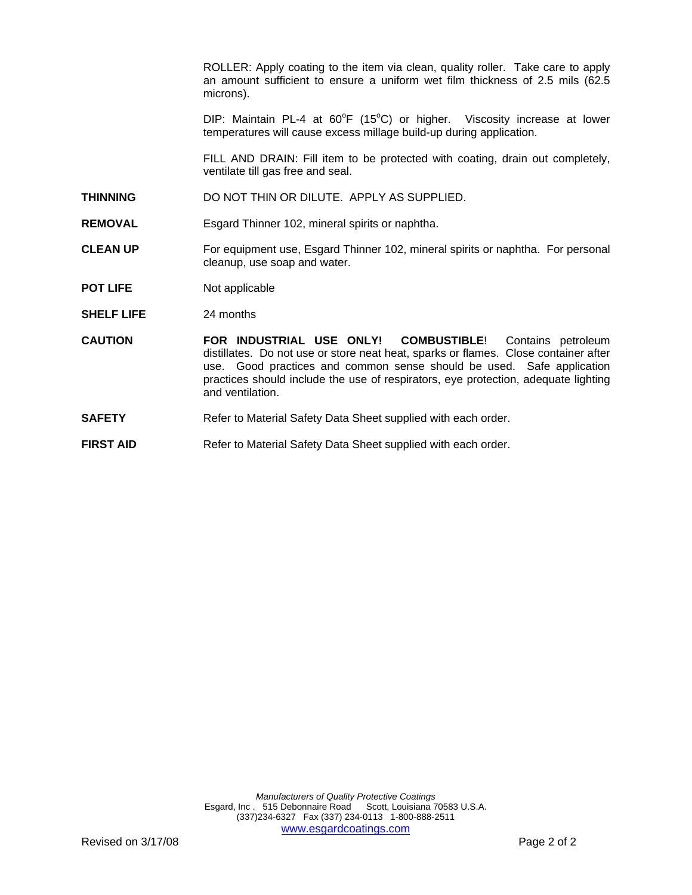ROLLER: Apply coating to the item via clean, quality roller. Take care to apply an amount sufficient to ensure a uniform wet film thickness of 2.5 mils (62.5 microns).

DIP: Maintain PL-4 at 60°F (15°C) or higher. Viscosity increase at lower temperatures will cause excess millage build-up during application.

FILL AND DRAIN: Fill item to be protected with coating, drain out completely, ventilate till gas free and seal.

**THINNING** DO NOT THIN OR DILUTE. APPLY AS SUPPLIED.

**REMOVAL** Esgard Thinner 102, mineral spirits or naphtha.

**CLEAN UP** For equipment use, Esgard Thinner 102, mineral spirits or naphtha. For personal cleanup, use soap and water.

**POT LIFE** Not applicable

**SHELF LIFE** 24 months

**CAUTION** **FOR INDUSTRIAL USE ONLY! COMBUSTIBLE**! Contains petroleum distillates. Do not use or store neat heat, sparks or flames. Close container after use. Good practices and common sense should be used. Safe application practices should include the use of respirators, eye protection, adequate lighting and ventilation.

**SAFETY** Refer to Material Safety Data Sheet supplied with each order.

**FIRST AID** Refer to Material Safety Data Sheet supplied with each order.

*Manufacturers of Quality Protective Coatings*
Esgard, Inc . 515 Debonnaire Road Scott, Louisiana 70583 U.S.A.
(337)234-6327 Fax (337) 234-0113 1-800-888-2511
www.esgardcoatings.com

Revised on 3/17/08